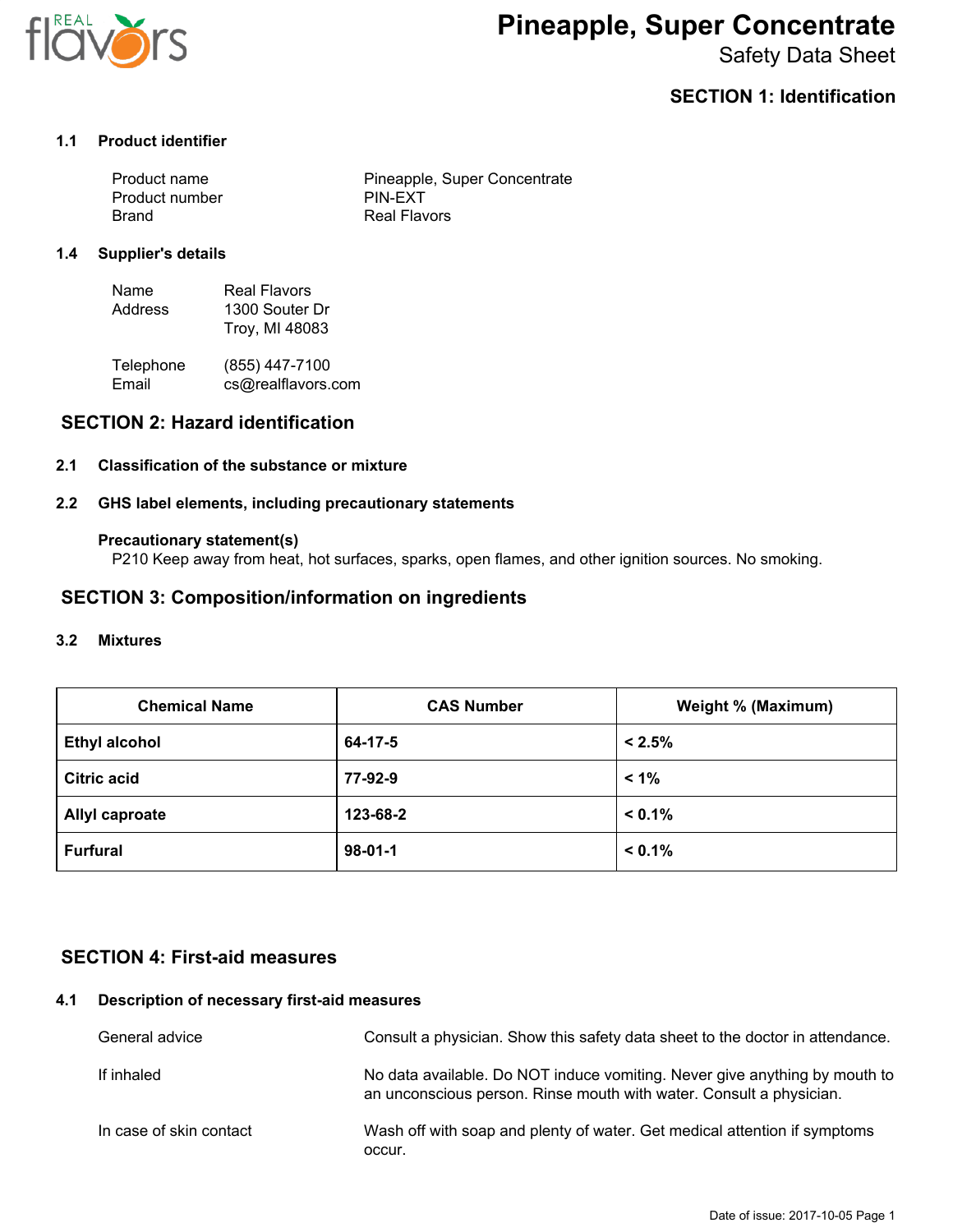# Pineapple, Super Concentrate

Safety Data Sheet

## SECTION 1: Identification

### 1.1 Product identifier

| | |
|---|---|
| Product name | Pineapple, Super Concentrate |
| Product number | PIN-EXT |
| Brand | Real Flavors |

### 1.4 Supplier's details

| | |
|---|---|
| Name | Real Flavors |
| Address | 1300 Souter Dr<br>Troy, MI 48083 |
| Telephone | (855) 447-7100 |
| Email | cs@realflavors.com |

## SECTION 2: Hazard identification

### 2.1 Classification of the substance or mixture

### 2.2 GHS label elements, including precautionary statements

**Precautionary statement(s)**

P210 Keep away from heat, hot surfaces, sparks, open flames, and other ignition sources. No smoking.

## SECTION 3: Composition/information on ingredients

### 3.2 Mixtures

| Chemical Name | CAS Number | Weight % (Maximum) |
|---|---|---|
| **Ethyl alcohol** | **64-17-5** | **< 2.5%** |
| **Citric acid** | **77-92-9** | **< 1%** |
| **Allyl caproate** | **123-68-2** | **< 0.1%** |
| **Furfural** | **98-01-1** | **< 0.1%** |

## SECTION 4: First-aid measures

### 4.1 Description of necessary first-aid measures

| | |
|---|---|
| General advice | Consult a physician. Show this safety data sheet to the doctor in attendance. |
| If inhaled | No data available. Do NOT induce vomiting. Never give anything by mouth to an unconscious person. Rinse mouth with water. Consult a physician. |
| In case of skin contact | Wash off with soap and plenty of water. Get medical attention if symptoms occur. |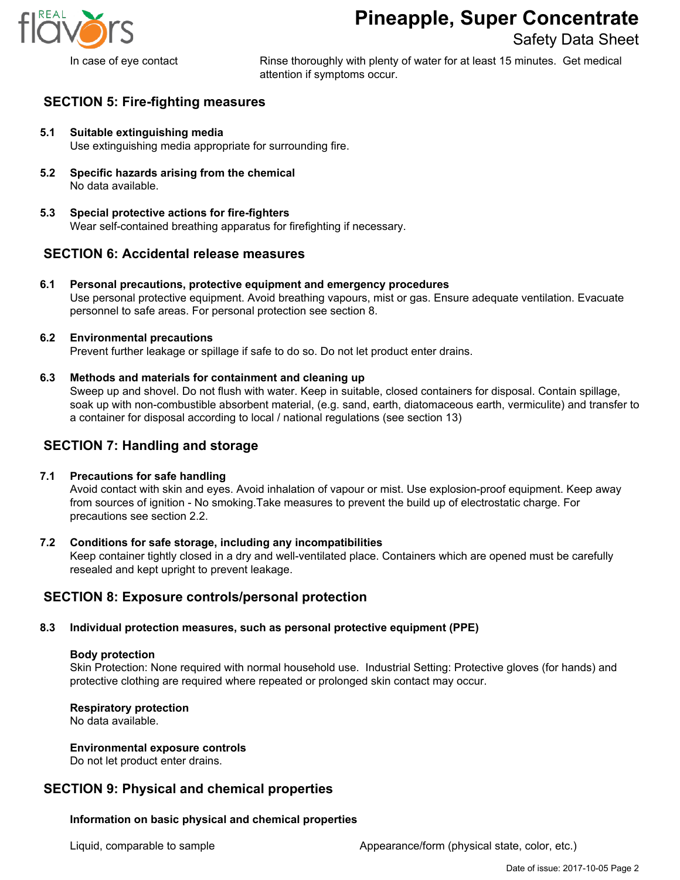In case of eye contact — Rinse thoroughly with plenty of water for at least 15 minutes. Get medical attention if symptoms occur.

## SECTION 5: Fire-fighting measures

**5.1 Suitable extinguishing media**
Use extinguishing media appropriate for surrounding fire.

**5.2 Specific hazards arising from the chemical**
No data available.

**5.3 Special protective actions for fire-fighters**
Wear self-contained breathing apparatus for firefighting if necessary.

## SECTION 6: Accidental release measures

**6.1 Personal precautions, protective equipment and emergency procedures**
Use personal protective equipment. Avoid breathing vapours, mist or gas. Ensure adequate ventilation. Evacuate personnel to safe areas. For personal protection see section 8.

**6.2 Environmental precautions**
Prevent further leakage or spillage if safe to do so. Do not let product enter drains.

**6.3 Methods and materials for containment and cleaning up**
Sweep up and shovel. Do not flush with water. Keep in suitable, closed containers for disposal. Contain spillage, soak up with non-combustible absorbent material, (e.g. sand, earth, diatomaceous earth, vermiculite) and transfer to a container for disposal according to local / national regulations (see section 13)

## SECTION 7: Handling and storage

**7.1 Precautions for safe handling**
Avoid contact with skin and eyes. Avoid inhalation of vapour or mist. Use explosion-proof equipment. Keep away from sources of ignition - No smoking.Take measures to prevent the build up of electrostatic charge. For precautions see section 2.2.

**7.2 Conditions for safe storage, including any incompatibilities**
Keep container tightly closed in a dry and well-ventilated place. Containers which are opened must be carefully resealed and kept upright to prevent leakage.

## SECTION 8: Exposure controls/personal protection

**8.3 Individual protection measures, such as personal protective equipment (PPE)**

**Body protection**
Skin Protection: None required with normal household use. Industrial Setting: Protective gloves (for hands) and protective clothing are required where repeated or prolonged skin contact may occur.

**Respiratory protection**
No data available.

**Environmental exposure controls**
Do not let product enter drains.

## SECTION 9: Physical and chemical properties

**Information on basic physical and chemical properties**

| | |
|---|---|
| Liquid, comparable to sample | Appearance/form (physical state, color, etc.) |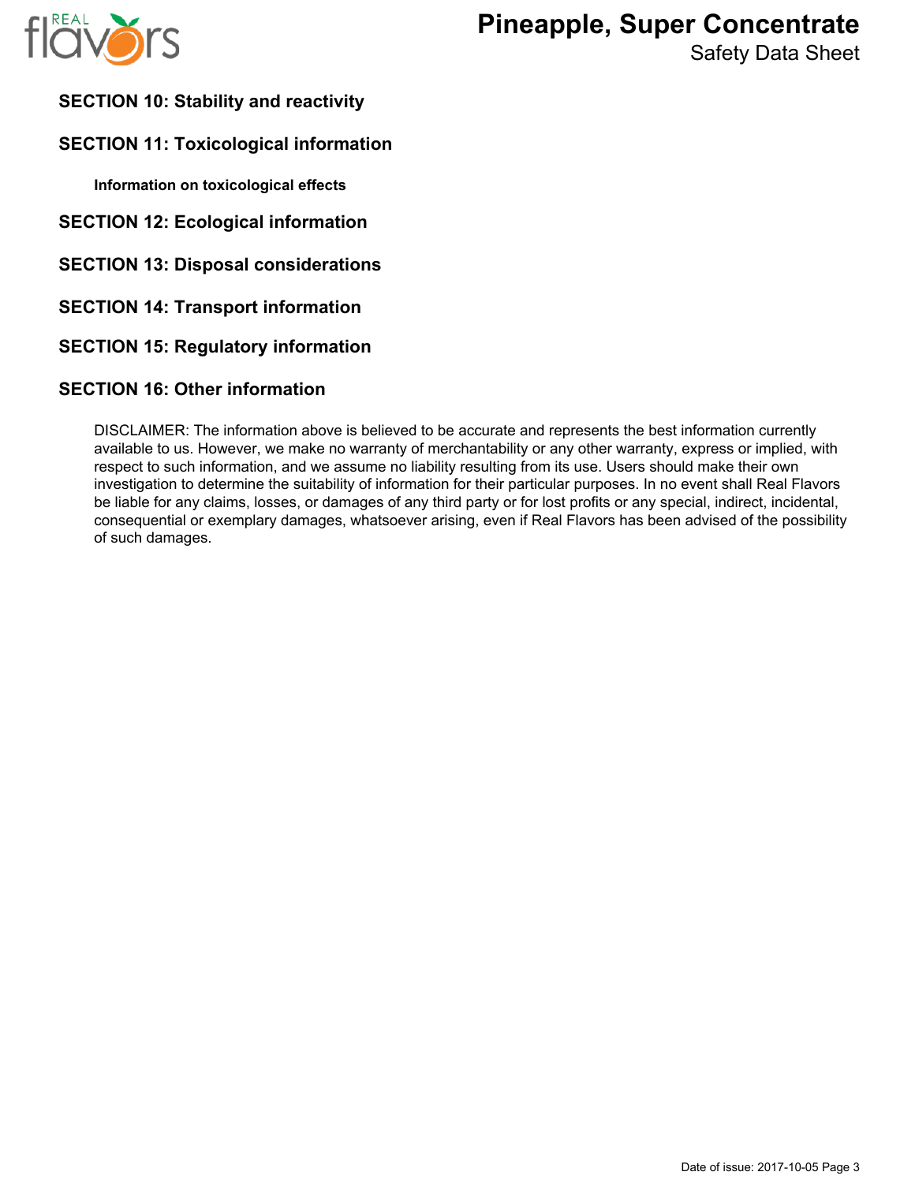## SECTION 10: Stability and reactivity

## SECTION 11: Toxicological information

**Information on toxicological effects**

## SECTION 12: Ecological information

## SECTION 13: Disposal considerations

## SECTION 14: Transport information

## SECTION 15: Regulatory information

## SECTION 16: Other information

DISCLAIMER: The information above is believed to be accurate and represents the best information currently available to us. However, we make no warranty of merchantability or any other warranty, express or implied, with respect to such information, and we assume no liability resulting from its use. Users should make their own investigation to determine the suitability of information for their particular purposes. In no event shall Real Flavors be liable for any claims, losses, or damages of any third party or for lost profits or any special, indirect, incidental, consequential or exemplary damages, whatsoever arising, even if Real Flavors has been advised of the possibility of such damages.